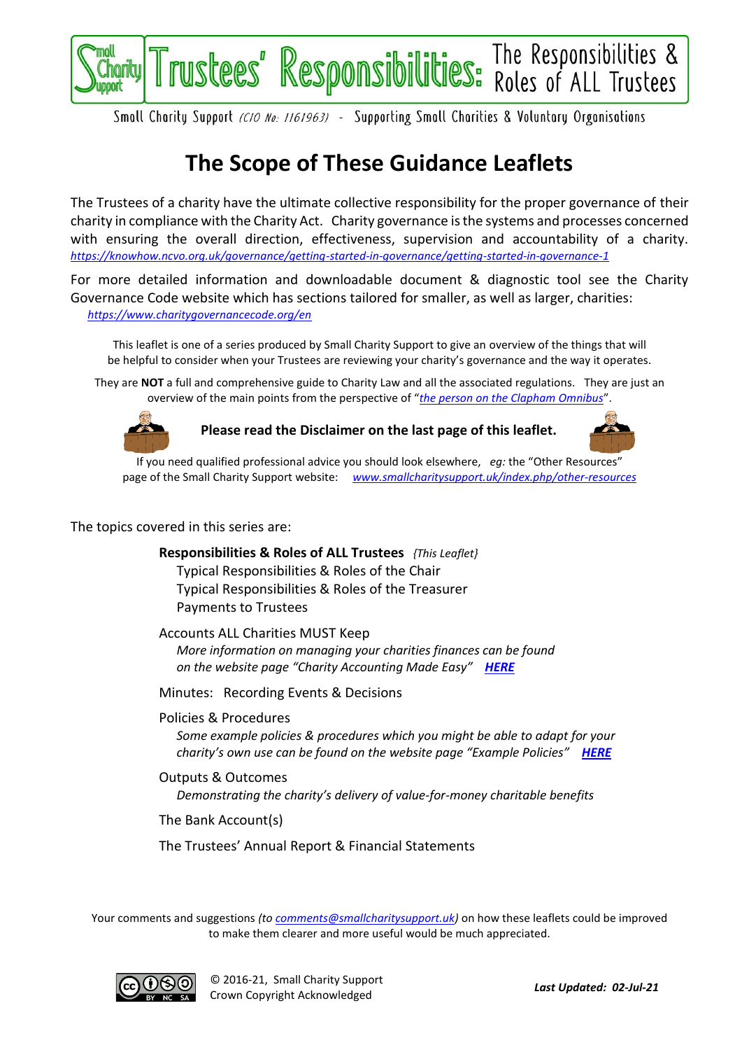Small Charity Support **Trustees' Responsibilities:** The Responsibilities & Roles of ALL Trustees

Small Charity Support *(CIO No: 1161963)* - Supporting Small Charities & Voluntary Organisations

# The Scope of These Guidance Leaflets

The Trustees of a charity have the ultimate collective responsibility for the proper governance of their charity in compliance with the Charity Act. Charity governance is the systems and processes concerned with ensuring the overall direction, effectiveness, supervision and accountability of a charity. *https://knowhow.ncvo.org.uk/governance/getting-started-in-governance/getting-started-in-governance-1*

For more detailed information and downloadable document & diagnostic tool see the Charity Governance Code website which has sections tailored for smaller, as well as larger, charities: *https://www.charitygovernancecode.org/en*

This leaflet is one of a series produced by Small Charity Support to give an overview of the things that will be helpful to consider when your Trustees are reviewing your charity's governance and the way it operates.

They are **NOT** a full and comprehensive guide to Charity Law and all the associated regulations. They are just an overview of the main points from the perspective of "*the person on the Clapham Omnibus*".

**Please read the Disclaimer on the last page of this leaflet.**

If you need qualified professional advice you should look elsewhere, *eg:* the "Other Resources" page of the Small Charity Support website: *www.smallcharitysupport.uk/index.php/other-resources*

The topics covered in this series are:

- **Responsibilities & Roles of ALL Trustees** *{This Leaflet}*
  - Typical Responsibilities & Roles of the Chair
  - Typical Responsibilities & Roles of the Treasurer
  - Payments to Trustees
- Accounts ALL Charities MUST Keep
  - *More information on managing your charities finances can be found on the website page "Charity Accounting Made Easy"* ***HERE***
- Minutes: Recording Events & Decisions
- Policies & Procedures
  - *Some example policies & procedures which you might be able to adapt for your charity's own use can be found on the website page "Example Policies"* ***HERE***
- Outputs & Outcomes
  - *Demonstrating the charity's delivery of value-for-money charitable benefits*
- The Bank Account(s)
- The Trustees' Annual Report & Financial Statements

Your comments and suggestions *(to comments@smallcharitysupport.uk)* on how these leaflets could be improved to make them clearer and more useful would be much appreciated.

© 2016-21, Small Charity Support
Crown Copyright Acknowledged

***Last Updated: 02-Jul-21***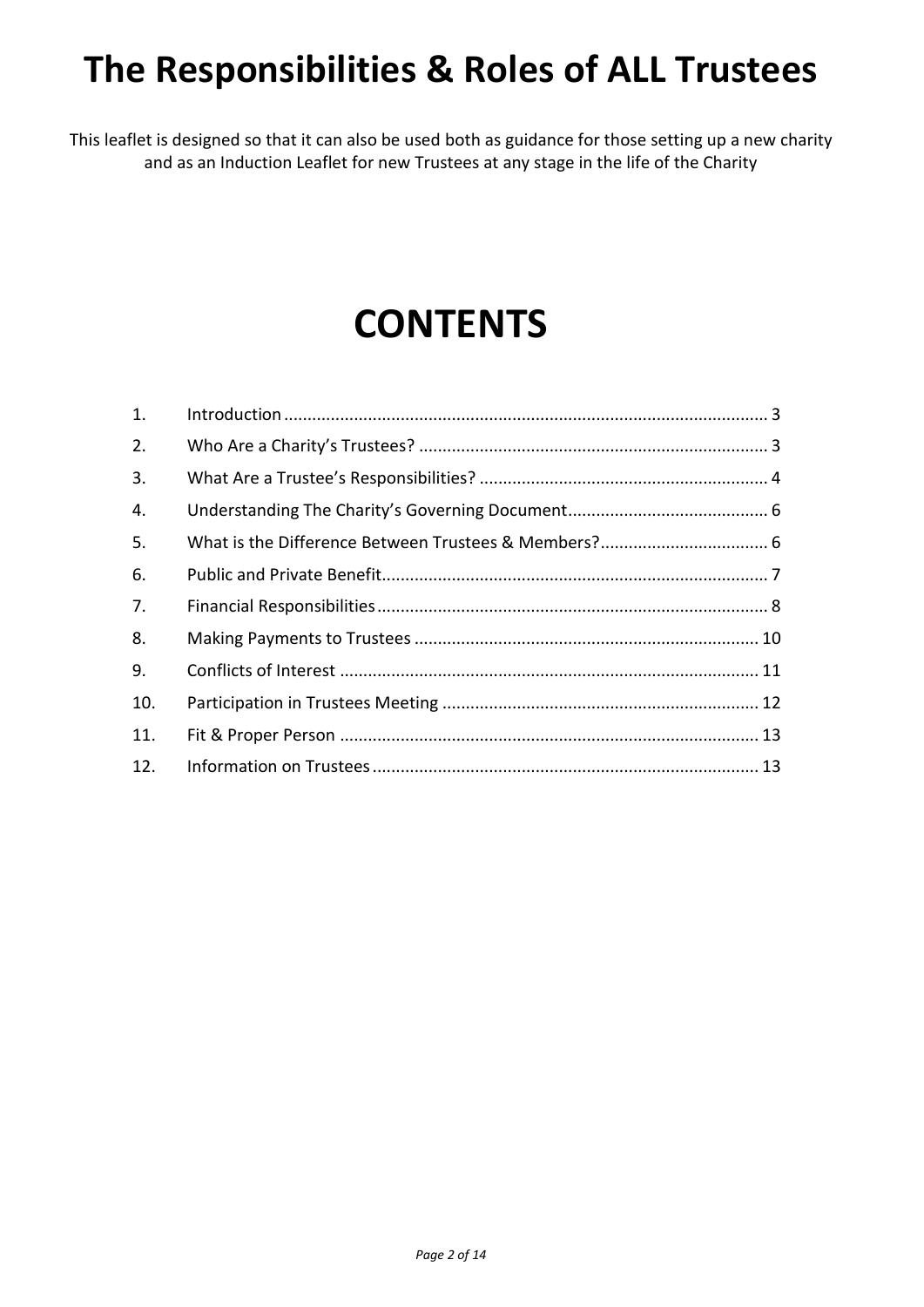# The Responsibilities & Roles of ALL Trustees

This leaflet is designed so that it can also be used both as guidance for those setting up a new charity and as an Induction Leaflet for new Trustees at any stage in the life of the Charity

# CONTENTS

1. Introduction ........ 3
2. Who Are a Charity's Trustees? ........ 3
3. What Are a Trustee's Responsibilities? ........ 4
4. Understanding The Charity's Governing Document ........ 6
5. What is the Difference Between Trustees & Members? ........ 6
6. Public and Private Benefit ........ 7
7. Financial Responsibilities ........ 8
8. Making Payments to Trustees ........ 10
9. Conflicts of Interest ........ 11
10. Participation in Trustees Meeting ........ 12
11. Fit & Proper Person ........ 13
12. Information on Trustees ........ 13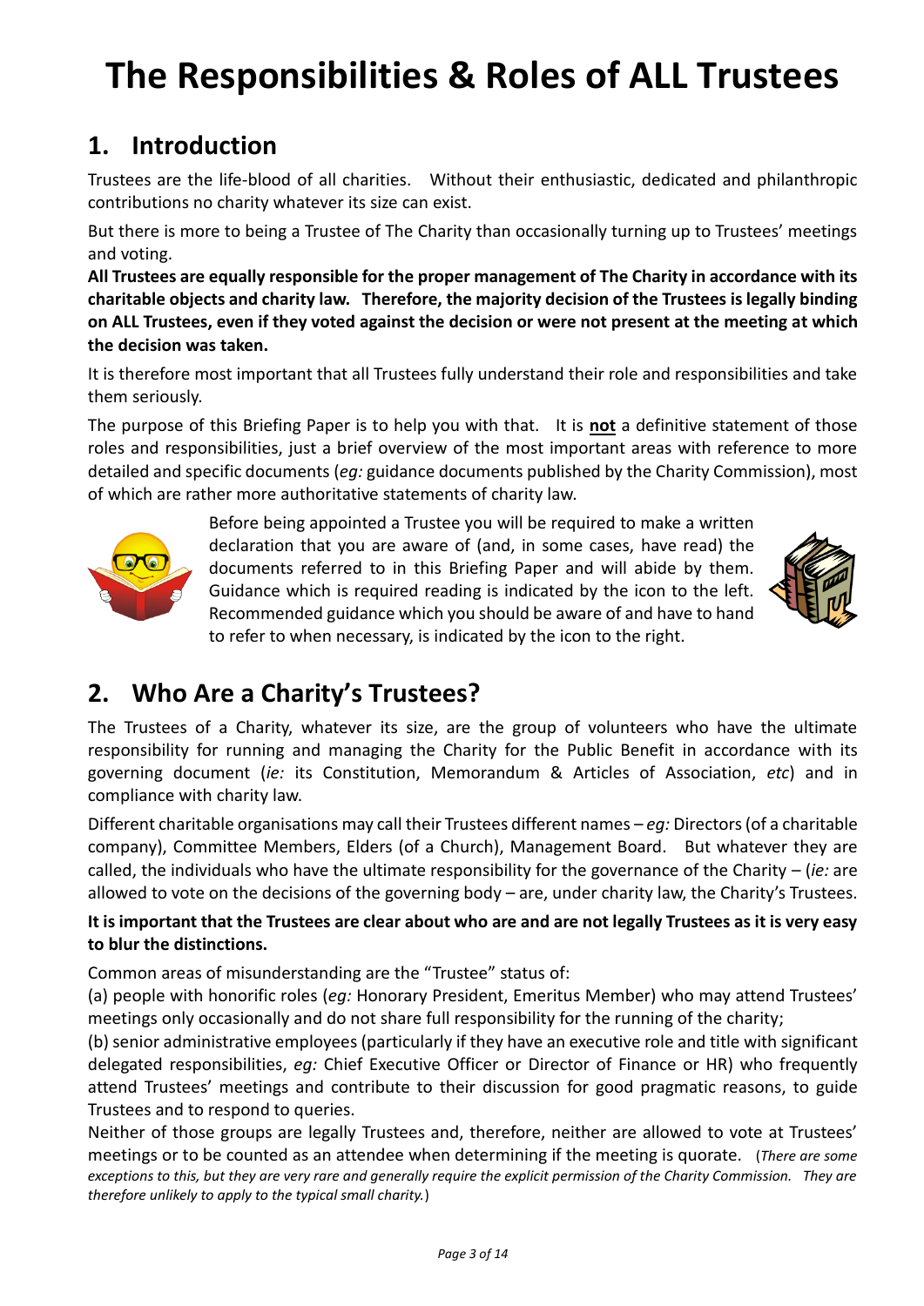# The Responsibilities & Roles of ALL Trustees

## 1. Introduction

Trustees are the life-blood of all charities. Without their enthusiastic, dedicated and philanthropic contributions no charity whatever its size can exist.

But there is more to being a Trustee of The Charity than occasionally turning up to Trustees' meetings and voting.

**All Trustees are equally responsible for the proper management of The Charity in accordance with its charitable objects and charity law. Therefore, the majority decision of the Trustees is legally binding on ALL Trustees, even if they voted against the decision or were not present at the meeting at which the decision was taken.**

It is therefore most important that all Trustees fully understand their role and responsibilities and take them seriously.

The purpose of this Briefing Paper is to help you with that. It is **not** a definitive statement of those roles and responsibilities, just a brief overview of the most important areas with reference to more detailed and specific documents (*eg:* guidance documents published by the Charity Commission), most of which are rather more authoritative statements of charity law.

Before being appointed a Trustee you will be required to make a written declaration that you are aware of (and, in some cases, have read) the documents referred to in this Briefing Paper and will abide by them. Guidance which is required reading is indicated by the icon to the left. Recommended guidance which you should be aware of and have to hand to refer to when necessary, is indicated by the icon to the right.

## 2. Who Are a Charity's Trustees?

The Trustees of a Charity, whatever its size, are the group of volunteers who have the ultimate responsibility for running and managing the Charity for the Public Benefit in accordance with its governing document (*ie:* its Constitution, Memorandum & Articles of Association, *etc*) and in compliance with charity law.

Different charitable organisations may call their Trustees different names – *eg:* Directors (of a charitable company), Committee Members, Elders (of a Church), Management Board. But whatever they are called, the individuals who have the ultimate responsibility for the governance of the Charity – (*ie:* are allowed to vote on the decisions of the governing body – are, under charity law, the Charity's Trustees.

**It is important that the Trustees are clear about who are and are not legally Trustees as it is very easy to blur the distinctions.**

Common areas of misunderstanding are the "Trustee" status of:

(a) people with honorific roles (*eg:* Honorary President, Emeritus Member) who may attend Trustees' meetings only occasionally and do not share full responsibility for the running of the charity;

(b) senior administrative employees (particularly if they have an executive role and title with significant delegated responsibilities, *eg:* Chief Executive Officer or Director of Finance or HR) who frequently attend Trustees' meetings and contribute to their discussion for good pragmatic reasons, to guide Trustees and to respond to queries.

Neither of those groups are legally Trustees and, therefore, neither are allowed to vote at Trustees' meetings or to be counted as an attendee when determining if the meeting is quorate. (*There are some exceptions to this, but they are very rare and generally require the explicit permission of the Charity Commission. They are therefore unlikely to apply to the typical small charity.*)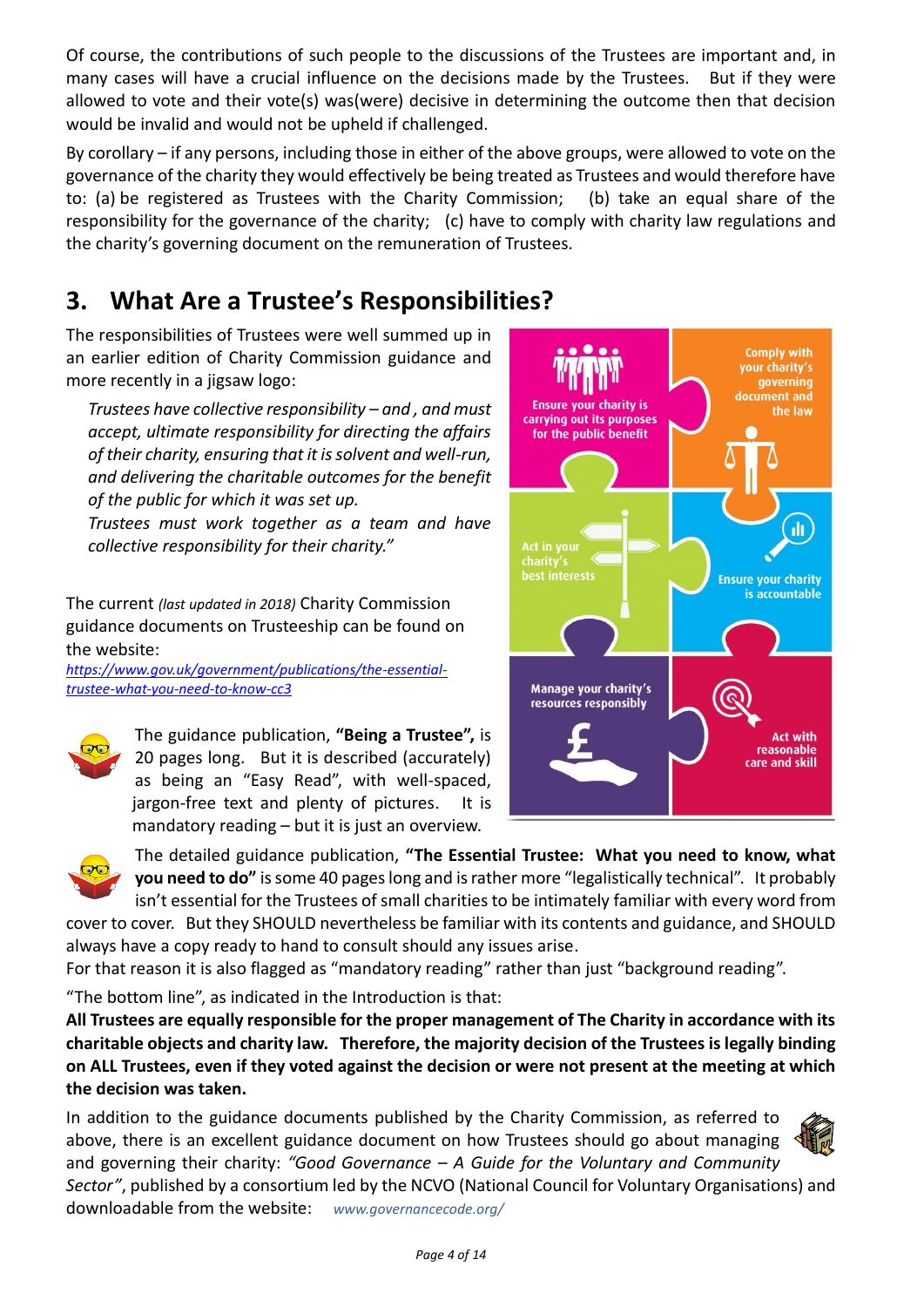Of course, the contributions of such people to the discussions of the Trustees are important and, in many cases will have a crucial influence on the decisions made by the Trustees. But if they were allowed to vote and their vote(s) was(were) decisive in determining the outcome then that decision would be invalid and would not be upheld if challenged.

By corollary – if any persons, including those in either of the above groups, were allowed to vote on the governance of the charity they would effectively be being treated as Trustees and would therefore have to: (a) be registered as Trustees with the Charity Commission; (b) take an equal share of the responsibility for the governance of the charity; (c) have to comply with charity law regulations and the charity's governing document on the remuneration of Trustees.

## 3. What Are a Trustee's Responsibilities?

The responsibilities of Trustees were well summed up in an earlier edition of Charity Commission guidance and more recently in a jigsaw logo:

> *Trustees have collective responsibility – and , and must accept, ultimate responsibility for directing the affairs of their charity, ensuring that it is solvent and well-run, and delivering the charitable outcomes for the benefit of the public for which it was set up.*
>
> *Trustees must work together as a team and have collective responsibility for their charity."*

Ensure your charity is carrying out its purposes for the public benefit

Comply with your charity's governing document and the law

Act in your charity's best interests

Ensure your charity is accountable

Manage your charity's resources responsibly

Act with reasonable care and skill

The current *(last updated in 2018)* Charity Commission guidance documents on Trusteeship can be found on the website:
*https://www.gov.uk/government/publications/the-essential-trustee-what-you-need-to-know-cc3*

The guidance publication, **"Being a Trustee",** is 20 pages long. But it is described (accurately) as being an "Easy Read", with well-spaced, jargon-free text and plenty of pictures. It is mandatory reading – but it is just an overview.

The detailed guidance publication, **"The Essential Trustee: What you need to know, what you need to do"** is some 40 pages long and is rather more "legalistically technical". It probably isn't essential for the Trustees of small charities to be intimately familiar with every word from cover to cover. But they SHOULD nevertheless be familiar with its contents and guidance, and SHOULD always have a copy ready to hand to consult should any issues arise.
For that reason it is also flagged as "mandatory reading" rather than just "background reading".

"The bottom line", as indicated in the Introduction is that:

**All Trustees are equally responsible for the proper management of The Charity in accordance with its charitable objects and charity law. Therefore, the majority decision of the Trustees is legally binding on ALL Trustees, even if they voted against the decision or were not present at the meeting at which the decision was taken.**

In addition to the guidance documents published by the Charity Commission, as referred to above, there is an excellent guidance document on how Trustees should go about managing and governing their charity: *"Good Governance – A Guide for the Voluntary and Community Sector"*, published by a consortium led by the NCVO (National Council for Voluntary Organisations) and downloadable from the website: *www.governancecode.org/*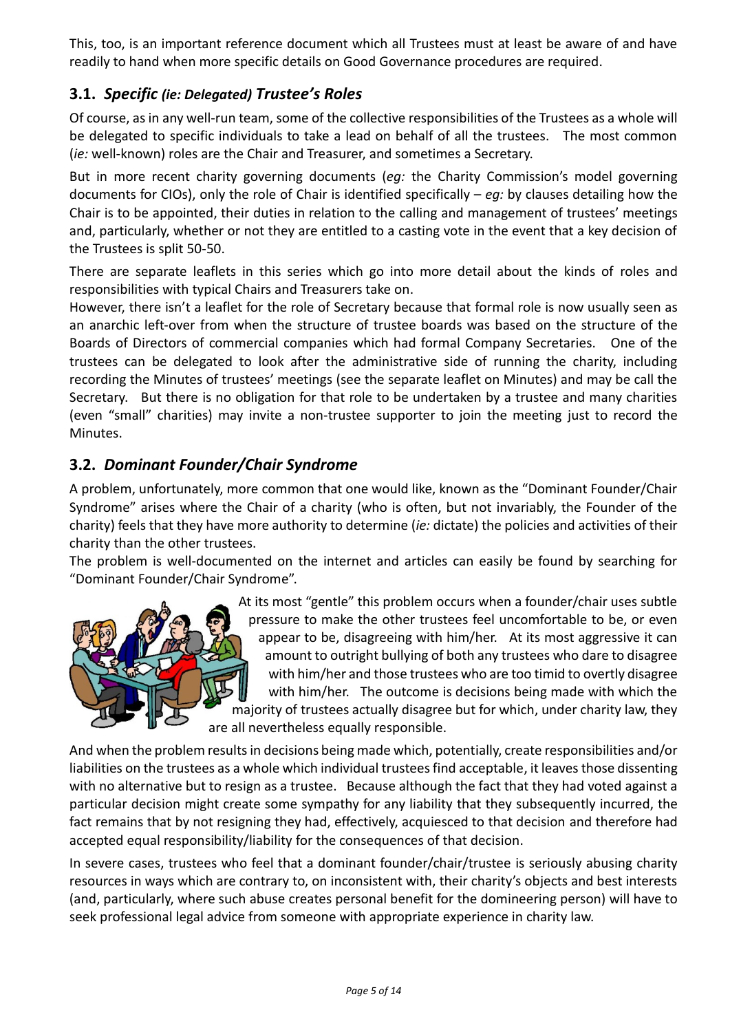This, too, is an important reference document which all Trustees must at least be aware of and have readily to hand when more specific details on Good Governance procedures are required.

## 3.1. *Specific (ie: Delegated) Trustee's Roles*

Of course, as in any well-run team, some of the collective responsibilities of the Trustees as a whole will be delegated to specific individuals to take a lead on behalf of all the trustees. The most common (*ie:* well-known) roles are the Chair and Treasurer, and sometimes a Secretary.

But in more recent charity governing documents (*eg:* the Charity Commission's model governing documents for CIOs), only the role of Chair is identified specifically – *eg:* by clauses detailing how the Chair is to be appointed, their duties in relation to the calling and management of trustees' meetings and, particularly, whether or not they are entitled to a casting vote in the event that a key decision of the Trustees is split 50-50.

There are separate leaflets in this series which go into more detail about the kinds of roles and responsibilities with typical Chairs and Treasurers take on.

However, there isn't a leaflet for the role of Secretary because that formal role is now usually seen as an anarchic left-over from when the structure of trustee boards was based on the structure of the Boards of Directors of commercial companies which had formal Company Secretaries. One of the trustees can be delegated to look after the administrative side of running the charity, including recording the Minutes of trustees' meetings (see the separate leaflet on Minutes) and may be call the Secretary. But there is no obligation for that role to be undertaken by a trustee and many charities (even "small" charities) may invite a non-trustee supporter to join the meeting just to record the Minutes.

## 3.2. *Dominant Founder/Chair Syndrome*

A problem, unfortunately, more common that one would like, known as the "Dominant Founder/Chair Syndrome" arises where the Chair of a charity (who is often, but not invariably, the Founder of the charity) feels that they have more authority to determine (*ie:* dictate) the policies and activities of their charity than the other trustees.

The problem is well-documented on the internet and articles can easily be found by searching for "Dominant Founder/Chair Syndrome".

At its most "gentle" this problem occurs when a founder/chair uses subtle pressure to make the other trustees feel uncomfortable to be, or even appear to be, disagreeing with him/her. At its most aggressive it can amount to outright bullying of both any trustees who dare to disagree with him/her and those trustees who are too timid to overtly disagree with him/her. The outcome is decisions being made with which the majority of trustees actually disagree but for which, under charity law, they are all nevertheless equally responsible.

And when the problem results in decisions being made which, potentially, create responsibilities and/or liabilities on the trustees as a whole which individual trustees find acceptable, it leaves those dissenting with no alternative but to resign as a trustee. Because although the fact that they had voted against a particular decision might create some sympathy for any liability that they subsequently incurred, the fact remains that by not resigning they had, effectively, acquiesced to that decision and therefore had accepted equal responsibility/liability for the consequences of that decision.

In severe cases, trustees who feel that a dominant founder/chair/trustee is seriously abusing charity resources in ways which are contrary to, on inconsistent with, their charity's objects and best interests (and, particularly, where such abuse creates personal benefit for the domineering person) will have to seek professional legal advice from someone with appropriate experience in charity law.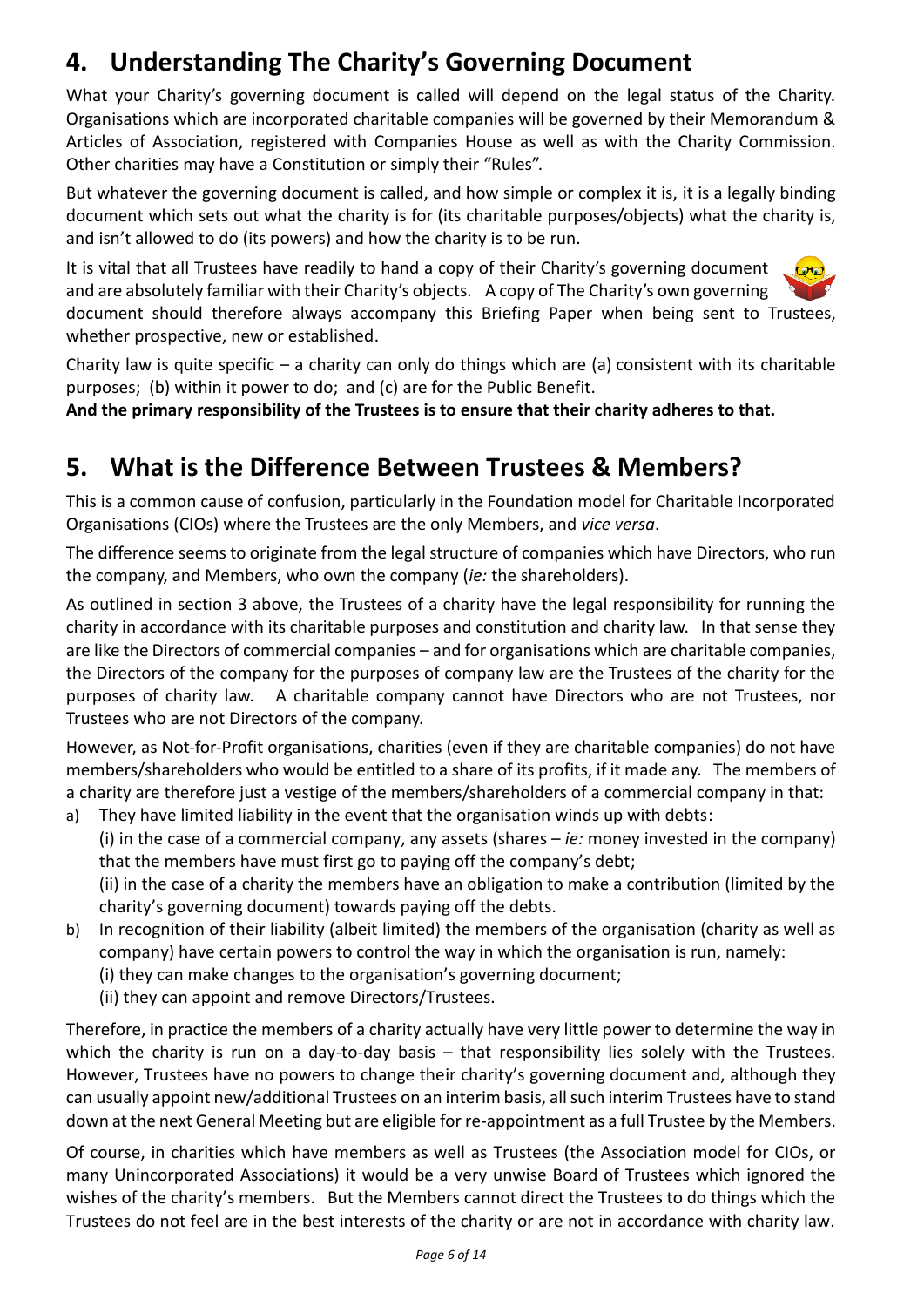## 4. Understanding The Charity's Governing Document

What your Charity's governing document is called will depend on the legal status of the Charity. Organisations which are incorporated charitable companies will be governed by their Memorandum & Articles of Association, registered with Companies House as well as with the Charity Commission. Other charities may have a Constitution or simply their "Rules".

But whatever the governing document is called, and how simple or complex it is, it is a legally binding document which sets out what the charity is for (its charitable purposes/objects) what the charity is, and isn't allowed to do (its powers) and how the charity is to be run.

It is vital that all Trustees have readily to hand a copy of their Charity's governing document and are absolutely familiar with their Charity's objects. A copy of The Charity's own governing document should therefore always accompany this Briefing Paper when being sent to Trustees, whether prospective, new or established.

Charity law is quite specific – a charity can only do things which are (a) consistent with its charitable purposes; (b) within it power to do; and (c) are for the Public Benefit.
**And the primary responsibility of the Trustees is to ensure that their charity adheres to that.**

## 5. What is the Difference Between Trustees & Members?

This is a common cause of confusion, particularly in the Foundation model for Charitable Incorporated Organisations (CIOs) where the Trustees are the only Members, and *vice versa*.

The difference seems to originate from the legal structure of companies which have Directors, who run the company, and Members, who own the company (*ie:* the shareholders).

As outlined in section 3 above, the Trustees of a charity have the legal responsibility for running the charity in accordance with its charitable purposes and constitution and charity law. In that sense they are like the Directors of commercial companies – and for organisations which are charitable companies, the Directors of the company for the purposes of company law are the Trustees of the charity for the purposes of charity law. A charitable company cannot have Directors who are not Trustees, nor Trustees who are not Directors of the company.

However, as Not-for-Profit organisations, charities (even if they are charitable companies) do not have members/shareholders who would be entitled to a share of its profits, if it made any. The members of a charity are therefore just a vestige of the members/shareholders of a commercial company in that:

a) They have limited liability in the event that the organisation winds up with debts:
   (i) in the case of a commercial company, any assets (shares – *ie:* money invested in the company) that the members have must first go to paying off the company's debt;
   (ii) in the case of a charity the members have an obligation to make a contribution (limited by the charity's governing document) towards paying off the debts.
b) In recognition of their liability (albeit limited) the members of the organisation (charity as well as company) have certain powers to control the way in which the organisation is run, namely:
   (i) they can make changes to the organisation's governing document;
   (ii) they can appoint and remove Directors/Trustees.

Therefore, in practice the members of a charity actually have very little power to determine the way in which the charity is run on a day-to-day basis – that responsibility lies solely with the Trustees. However, Trustees have no powers to change their charity's governing document and, although they can usually appoint new/additional Trustees on an interim basis, all such interim Trustees have to stand down at the next General Meeting but are eligible for re-appointment as a full Trustee by the Members.

Of course, in charities which have members as well as Trustees (the Association model for CIOs, or many Unincorporated Associations) it would be a very unwise Board of Trustees which ignored the wishes of the charity's members. But the Members cannot direct the Trustees to do things which the Trustees do not feel are in the best interests of the charity or are not in accordance with charity law.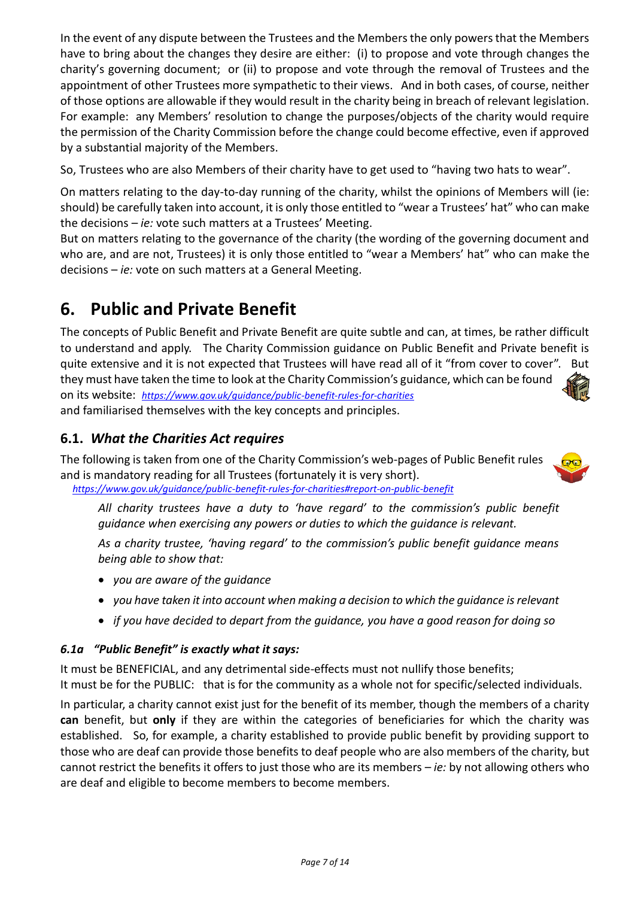In the event of any dispute between the Trustees and the Members the only powers that the Members have to bring about the changes they desire are either: (i) to propose and vote through changes the charity's governing document; or (ii) to propose and vote through the removal of Trustees and the appointment of other Trustees more sympathetic to their views. And in both cases, of course, neither of those options are allowable if they would result in the charity being in breach of relevant legislation. For example: any Members' resolution to change the purposes/objects of the charity would require the permission of the Charity Commission before the change could become effective, even if approved by a substantial majority of the Members.

So, Trustees who are also Members of their charity have to get used to "having two hats to wear".

On matters relating to the day-to-day running of the charity, whilst the opinions of Members will (ie: should) be carefully taken into account, it is only those entitled to "wear a Trustees' hat" who can make the decisions – *ie:* vote such matters at a Trustees' Meeting.
But on matters relating to the governance of the charity (the wording of the governing document and who are, and are not, Trustees) it is only those entitled to "wear a Members' hat" who can make the decisions – *ie:* vote on such matters at a General Meeting.

# 6. Public and Private Benefit

The concepts of Public Benefit and Private Benefit are quite subtle and can, at times, be rather difficult to understand and apply. The Charity Commission guidance on Public Benefit and Private benefit is quite extensive and it is not expected that Trustees will have read all of it "from cover to cover". But they must have taken the time to look at the Charity Commission's guidance, which can be found on its website: *https://www.gov.uk/guidance/public-benefit-rules-for-charities*
and familiarised themselves with the key concepts and principles.

## 6.1. *What the Charities Act requires*

The following is taken from one of the Charity Commission's web-pages of Public Benefit rules and is mandatory reading for all Trustees (fortunately it is very short).
*https://www.gov.uk/guidance/public-benefit-rules-for-charities#report-on-public-benefit*

> *All charity trustees have a duty to 'have regard' to the commission's public benefit guidance when exercising any powers or duties to which the guidance is relevant.*
>
> *As a charity trustee, 'having regard' to the commission's public benefit guidance means being able to show that:*
>
> - *you are aware of the guidance*
> - *you have taken it into account when making a decision to which the guidance is relevant*
> - *if you have decided to depart from the guidance, you have a good reason for doing so*

### *6.1a "Public Benefit" is exactly what it says:*

It must be BENEFICIAL, and any detrimental side-effects must not nullify those benefits;
It must be for the PUBLIC: that is for the community as a whole not for specific/selected individuals.

In particular, a charity cannot exist just for the benefit of its member, though the members of a charity **can** benefit, but **only** if they are within the categories of beneficiaries for which the charity was established. So, for example, a charity established to provide public benefit by providing support to those who are deaf can provide those benefits to deaf people who are also members of the charity, but cannot restrict the benefits it offers to just those who are its members – *ie:* by not allowing others who are deaf and eligible to become members to become members.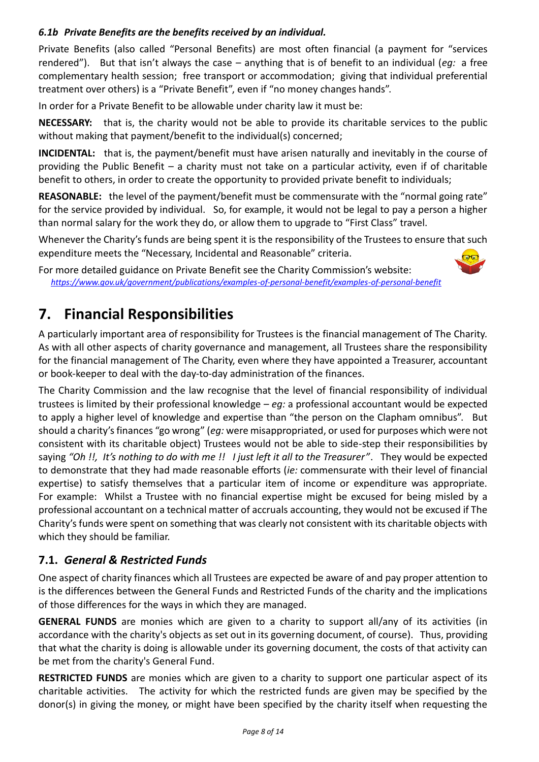#### *6.1b Private Benefits are the benefits received by an individual.*

Private Benefits (also called "Personal Benefits) are most often financial (a payment for "services rendered"). But that isn't always the case – anything that is of benefit to an individual (*eg:* a free complementary health session; free transport or accommodation; giving that individual preferential treatment over others) is a "Private Benefit", even if "no money changes hands".

In order for a Private Benefit to be allowable under charity law it must be:

**NECESSARY:** that is, the charity would not be able to provide its charitable services to the public without making that payment/benefit to the individual(s) concerned;

**INCIDENTAL:** that is, the payment/benefit must have arisen naturally and inevitably in the course of providing the Public Benefit – a charity must not take on a particular activity, even if of charitable benefit to others, in order to create the opportunity to provided private benefit to individuals;

**REASONABLE:** the level of the payment/benefit must be commensurate with the "normal going rate" for the service provided by individual. So, for example, it would not be legal to pay a person a higher than normal salary for the work they do, or allow them to upgrade to "First Class" travel.

Whenever the Charity's funds are being spent it is the responsibility of the Trustees to ensure that such expenditure meets the "Necessary, Incidental and Reasonable" criteria.

For more detailed guidance on Private Benefit see the Charity Commission's website:
*https://www.gov.uk/government/publications/examples-of-personal-benefit/examples-of-personal-benefit*

# 7. Financial Responsibilities

A particularly important area of responsibility for Trustees is the financial management of The Charity. As with all other aspects of charity governance and management, all Trustees share the responsibility for the financial management of The Charity, even where they have appointed a Treasurer, accountant or book-keeper to deal with the day-to-day administration of the finances.

The Charity Commission and the law recognise that the level of financial responsibility of individual trustees is limited by their professional knowledge – *eg:* a professional accountant would be expected to apply a higher level of knowledge and expertise than "the person on the Clapham omnibus". But should a charity's finances "go wrong" (*eg:* were misappropriated, or used for purposes which were not consistent with its charitable object) Trustees would not be able to side-step their responsibilities by saying *"Oh !!, It's nothing to do with me !! I just left it all to the Treasurer"*. They would be expected to demonstrate that they had made reasonable efforts (*ie:* commensurate with their level of financial expertise) to satisfy themselves that a particular item of income or expenditure was appropriate. For example: Whilst a Trustee with no financial expertise might be excused for being misled by a professional accountant on a technical matter of accruals accounting, they would not be excused if The Charity's funds were spent on something that was clearly not consistent with its charitable objects with which they should be familiar.

## 7.1. *General & Restricted Funds*

One aspect of charity finances which all Trustees are expected be aware of and pay proper attention to is the differences between the General Funds and Restricted Funds of the charity and the implications of those differences for the ways in which they are managed.

**GENERAL FUNDS** are monies which are given to a charity to support all/any of its activities (in accordance with the charity's objects as set out in its governing document, of course). Thus, providing that what the charity is doing is allowable under its governing document, the costs of that activity can be met from the charity's General Fund.

**RESTRICTED FUNDS** are monies which are given to a charity to support one particular aspect of its charitable activities. The activity for which the restricted funds are given may be specified by the donor(s) in giving the money, or might have been specified by the charity itself when requesting the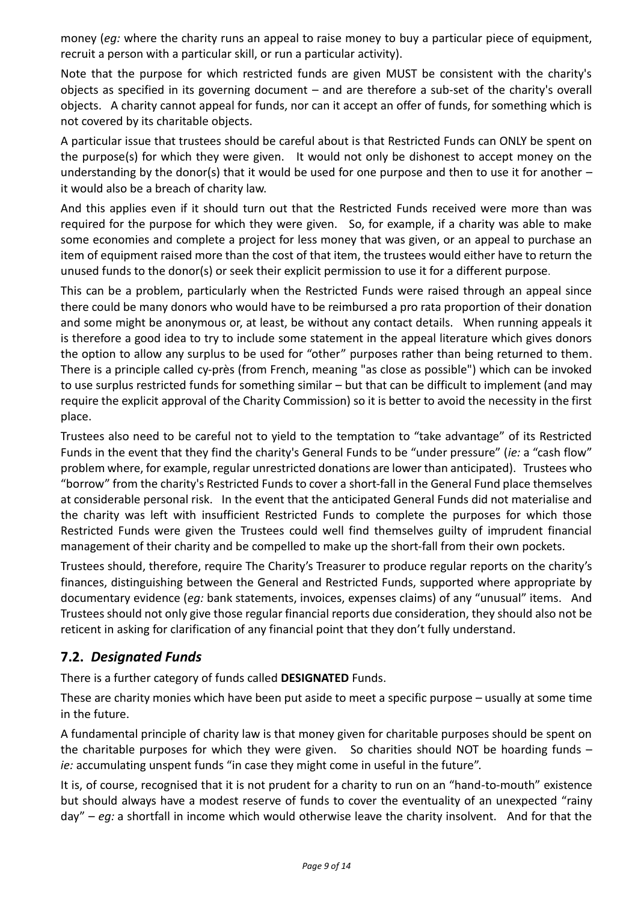money (*eg:* where the charity runs an appeal to raise money to buy a particular piece of equipment, recruit a person with a particular skill, or run a particular activity).

Note that the purpose for which restricted funds are given MUST be consistent with the charity's objects as specified in its governing document – and are therefore a sub-set of the charity's overall objects. A charity cannot appeal for funds, nor can it accept an offer of funds, for something which is not covered by its charitable objects.

A particular issue that trustees should be careful about is that Restricted Funds can ONLY be spent on the purpose(s) for which they were given. It would not only be dishonest to accept money on the understanding by the donor(s) that it would be used for one purpose and then to use it for another – it would also be a breach of charity law.

And this applies even if it should turn out that the Restricted Funds received were more than was required for the purpose for which they were given. So, for example, if a charity was able to make some economies and complete a project for less money that was given, or an appeal to purchase an item of equipment raised more than the cost of that item, the trustees would either have to return the unused funds to the donor(s) or seek their explicit permission to use it for a different purpose.

This can be a problem, particularly when the Restricted Funds were raised through an appeal since there could be many donors who would have to be reimbursed a pro rata proportion of their donation and some might be anonymous or, at least, be without any contact details. When running appeals it is therefore a good idea to try to include some statement in the appeal literature which gives donors the option to allow any surplus to be used for "other" purposes rather than being returned to them. There is a principle called cy-près (from French, meaning "as close as possible") which can be invoked to use surplus restricted funds for something similar – but that can be difficult to implement (and may require the explicit approval of the Charity Commission) so it is better to avoid the necessity in the first place.

Trustees also need to be careful not to yield to the temptation to "take advantage" of its Restricted Funds in the event that they find the charity's General Funds to be "under pressure" (*ie:* a "cash flow" problem where, for example, regular unrestricted donations are lower than anticipated). Trustees who "borrow" from the charity's Restricted Funds to cover a short-fall in the General Fund place themselves at considerable personal risk. In the event that the anticipated General Funds did not materialise and the charity was left with insufficient Restricted Funds to complete the purposes for which those Restricted Funds were given the Trustees could well find themselves guilty of imprudent financial management of their charity and be compelled to make up the short-fall from their own pockets.

Trustees should, therefore, require The Charity's Treasurer to produce regular reports on the charity's finances, distinguishing between the General and Restricted Funds, supported where appropriate by documentary evidence (*eg:* bank statements, invoices, expenses claims) of any "unusual" items. And Trustees should not only give those regular financial reports due consideration, they should also not be reticent in asking for clarification of any financial point that they don't fully understand.

## 7.2. *Designated Funds*

There is a further category of funds called **DESIGNATED** Funds.

These are charity monies which have been put aside to meet a specific purpose – usually at some time in the future.

A fundamental principle of charity law is that money given for charitable purposes should be spent on the charitable purposes for which they were given. So charities should NOT be hoarding funds – *ie:* accumulating unspent funds "in case they might come in useful in the future".

It is, of course, recognised that it is not prudent for a charity to run on an "hand-to-mouth" existence but should always have a modest reserve of funds to cover the eventuality of an unexpected "rainy day" – *eg:* a shortfall in income which would otherwise leave the charity insolvent. And for that the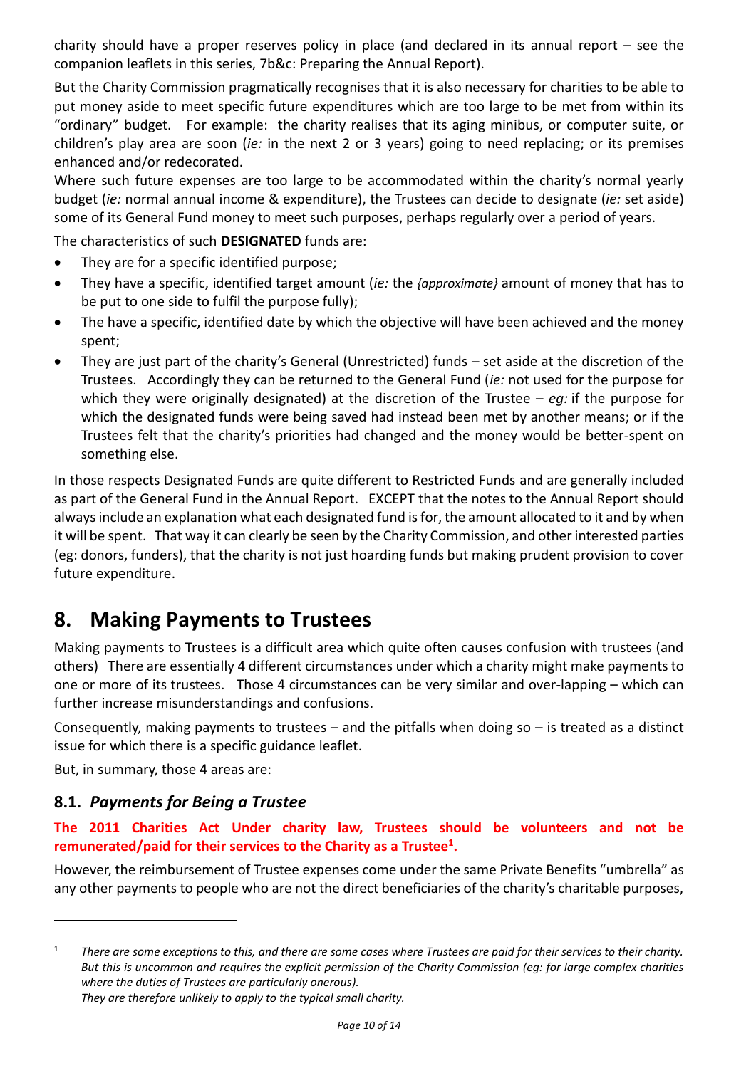charity should have a proper reserves policy in place (and declared in its annual report – see the companion leaflets in this series, 7b&c: Preparing the Annual Report).

But the Charity Commission pragmatically recognises that it is also necessary for charities to be able to put money aside to meet specific future expenditures which are too large to be met from within its "ordinary" budget. For example: the charity realises that its aging minibus, or computer suite, or children's play area are soon (*ie:* in the next 2 or 3 years) going to need replacing; or its premises enhanced and/or redecorated.

Where such future expenses are too large to be accommodated within the charity's normal yearly budget (*ie:* normal annual income & expenditure), the Trustees can decide to designate (*ie:* set aside) some of its General Fund money to meet such purposes, perhaps regularly over a period of years.

The characteristics of such **DESIGNATED** funds are:

- They are for a specific identified purpose;
- They have a specific, identified target amount (*ie:* the *{approximate}* amount of money that has to be put to one side to fulfil the purpose fully);
- The have a specific, identified date by which the objective will have been achieved and the money spent;
- They are just part of the charity's General (Unrestricted) funds – set aside at the discretion of the Trustees. Accordingly they can be returned to the General Fund (*ie:* not used for the purpose for which they were originally designated) at the discretion of the Trustee – *eg:* if the purpose for which the designated funds were being saved had instead been met by another means; or if the Trustees felt that the charity's priorities had changed and the money would be better-spent on something else.

In those respects Designated Funds are quite different to Restricted Funds and are generally included as part of the General Fund in the Annual Report. EXCEPT that the notes to the Annual Report should always include an explanation what each designated fund is for, the amount allocated to it and by when it will be spent. That way it can clearly be seen by the Charity Commission, and other interested parties (eg: donors, funders), that the charity is not just hoarding funds but making prudent provision to cover future expenditure.

# 8. Making Payments to Trustees

Making payments to Trustees is a difficult area which quite often causes confusion with trustees (and others) There are essentially 4 different circumstances under which a charity might make payments to one or more of its trustees. Those 4 circumstances can be very similar and over-lapping – which can further increase misunderstandings and confusions.

Consequently, making payments to trustees – and the pitfalls when doing so – is treated as a distinct issue for which there is a specific guidance leaflet.

But, in summary, those 4 areas are:

## 8.1. *Payments for Being a Trustee*

**The 2011 Charities Act Under charity law, Trustees should be volunteers and not be remunerated/paid for their services to the Charity as a Trustee[1].**

However, the reimbursement of Trustee expenses come under the same Private Benefits "umbrella" as any other payments to people who are not the direct beneficiaries of the charity's charitable purposes,

---

[1] *There are some exceptions to this, and there are some cases where Trustees are paid for their services to their charity. But this is uncommon and requires the explicit permission of the Charity Commission (eg: for large complex charities where the duties of Trustees are particularly onerous).*
*They are therefore unlikely to apply to the typical small charity.*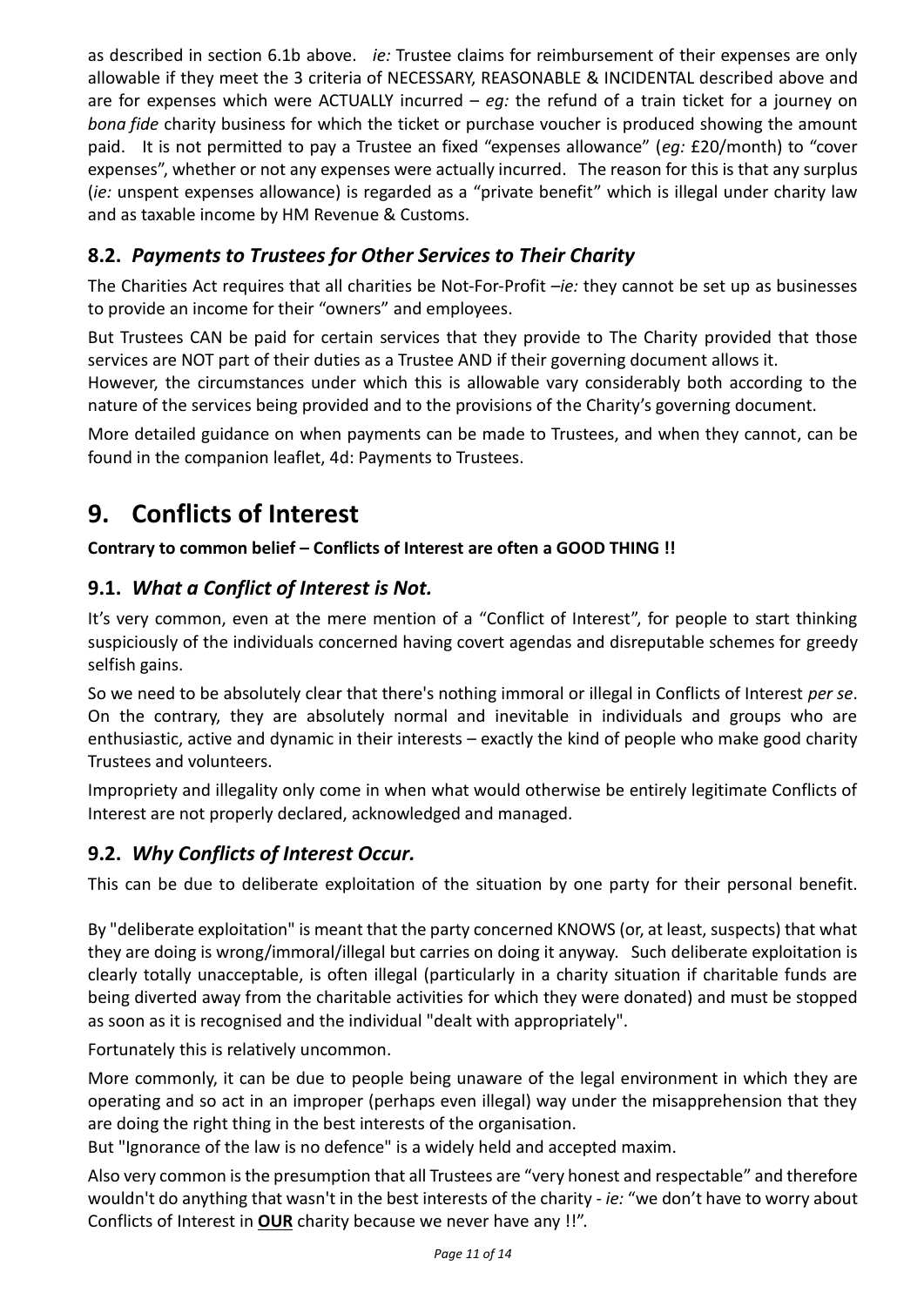as described in section 6.1b above. *ie:* Trustee claims for reimbursement of their expenses are only allowable if they meet the 3 criteria of NECESSARY, REASONABLE & INCIDENTAL described above and are for expenses which were ACTUALLY incurred – *eg:* the refund of a train ticket for a journey on *bona fide* charity business for which the ticket or purchase voucher is produced showing the amount paid. It is not permitted to pay a Trustee an fixed "expenses allowance" (*eg:* £20/month) to "cover expenses", whether or not any expenses were actually incurred. The reason for this is that any surplus (*ie:* unspent expenses allowance) is regarded as a "private benefit" which is illegal under charity law and as taxable income by HM Revenue & Customs.

## 8.2. *Payments to Trustees for Other Services to Their Charity*

The Charities Act requires that all charities be Not-For-Profit –*ie:* they cannot be set up as businesses to provide an income for their "owners" and employees.

But Trustees CAN be paid for certain services that they provide to The Charity provided that those services are NOT part of their duties as a Trustee AND if their governing document allows it.
However, the circumstances under which this is allowable vary considerably both according to the nature of the services being provided and to the provisions of the Charity's governing document.

More detailed guidance on when payments can be made to Trustees, and when they cannot, can be found in the companion leaflet, 4d: Payments to Trustees.

# 9. Conflicts of Interest

**Contrary to common belief – Conflicts of Interest are often a GOOD THING !!**

## 9.1. *What a Conflict of Interest is Not.*

It's very common, even at the mere mention of a "Conflict of Interest", for people to start thinking suspiciously of the individuals concerned having covert agendas and disreputable schemes for greedy selfish gains.

So we need to be absolutely clear that there's nothing immoral or illegal in Conflicts of Interest *per se*. On the contrary, they are absolutely normal and inevitable in individuals and groups who are enthusiastic, active and dynamic in their interests – exactly the kind of people who make good charity Trustees and volunteers.

Impropriety and illegality only come in when what would otherwise be entirely legitimate Conflicts of Interest are not properly declared, acknowledged and managed.

## 9.2. *Why Conflicts of Interest Occur.*

This can be due to deliberate exploitation of the situation by one party for their personal benefit.

By "deliberate exploitation" is meant that the party concerned KNOWS (or, at least, suspects) that what they are doing is wrong/immoral/illegal but carries on doing it anyway. Such deliberate exploitation is clearly totally unacceptable, is often illegal (particularly in a charity situation if charitable funds are being diverted away from the charitable activities for which they were donated) and must be stopped as soon as it is recognised and the individual "dealt with appropriately".

Fortunately this is relatively uncommon.

More commonly, it can be due to people being unaware of the legal environment in which they are operating and so act in an improper (perhaps even illegal) way under the misapprehension that they are doing the right thing in the best interests of the organisation.
But "Ignorance of the law is no defence" is a widely held and accepted maxim.

Also very common is the presumption that all Trustees are "very honest and respectable" and therefore wouldn't do anything that wasn't in the best interests of the charity - *ie:* "we don't have to worry about Conflicts of Interest in **<u>OUR</u>** charity because we never have any !!".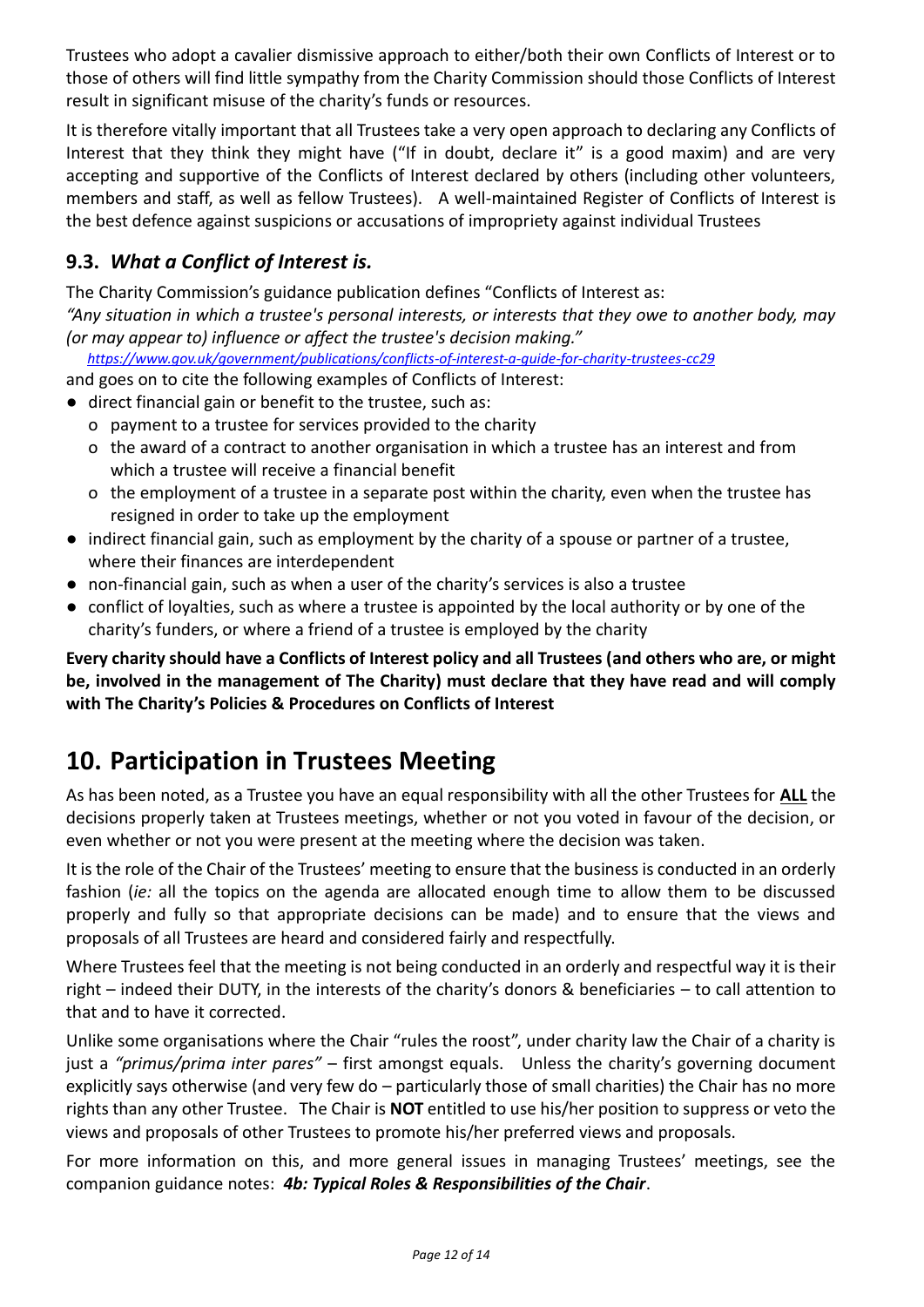Trustees who adopt a cavalier dismissive approach to either/both their own Conflicts of Interest or to those of others will find little sympathy from the Charity Commission should those Conflicts of Interest result in significant misuse of the charity's funds or resources.

It is therefore vitally important that all Trustees take a very open approach to declaring any Conflicts of Interest that they think they might have ("If in doubt, declare it" is a good maxim) and are very accepting and supportive of the Conflicts of Interest declared by others (including other volunteers, members and staff, as well as fellow Trustees). A well-maintained Register of Conflicts of Interest is the best defence against suspicions or accusations of impropriety against individual Trustees

### 9.3. *What a Conflict of Interest is.*

The Charity Commission's guidance publication defines "Conflicts of Interest as:
*"Any situation in which a trustee's personal interests, or interests that they owe to another body, may (or may appear to) influence or affect the trustee's decision making."*
*https://www.gov.uk/government/publications/conflicts-of-interest-a-guide-for-charity-trustees-cc29*
and goes on to cite the following examples of Conflicts of Interest:

- direct financial gain or benefit to the trustee, such as:
  - payment to a trustee for services provided to the charity
  - the award of a contract to another organisation in which a trustee has an interest and from which a trustee will receive a financial benefit
  - the employment of a trustee in a separate post within the charity, even when the trustee has resigned in order to take up the employment
- indirect financial gain, such as employment by the charity of a spouse or partner of a trustee, where their finances are interdependent
- non-financial gain, such as when a user of the charity's services is also a trustee
- conflict of loyalties, such as where a trustee is appointed by the local authority or by one of the charity's funders, or where a friend of a trustee is employed by the charity

**Every charity should have a Conflicts of Interest policy and all Trustees (and others who are, or might be, involved in the management of The Charity) must declare that they have read and will comply with The Charity's Policies & Procedures on Conflicts of Interest**

## 10. Participation in Trustees Meeting

As has been noted, as a Trustee you have an equal responsibility with all the other Trustees for **ALL** the decisions properly taken at Trustees meetings, whether or not you voted in favour of the decision, or even whether or not you were present at the meeting where the decision was taken.

It is the role of the Chair of the Trustees' meeting to ensure that the business is conducted in an orderly fashion (*ie:* all the topics on the agenda are allocated enough time to allow them to be discussed properly and fully so that appropriate decisions can be made) and to ensure that the views and proposals of all Trustees are heard and considered fairly and respectfully.

Where Trustees feel that the meeting is not being conducted in an orderly and respectful way it is their right – indeed their DUTY, in the interests of the charity's donors & beneficiaries – to call attention to that and to have it corrected.

Unlike some organisations where the Chair "rules the roost", under charity law the Chair of a charity is just a *"primus/prima inter pares"* – first amongst equals. Unless the charity's governing document explicitly says otherwise (and very few do – particularly those of small charities) the Chair has no more rights than any other Trustee. The Chair is **NOT** entitled to use his/her position to suppress or veto the views and proposals of other Trustees to promote his/her preferred views and proposals.

For more information on this, and more general issues in managing Trustees' meetings, see the companion guidance notes: ***4b: Typical Roles & Responsibilities of the Chair***.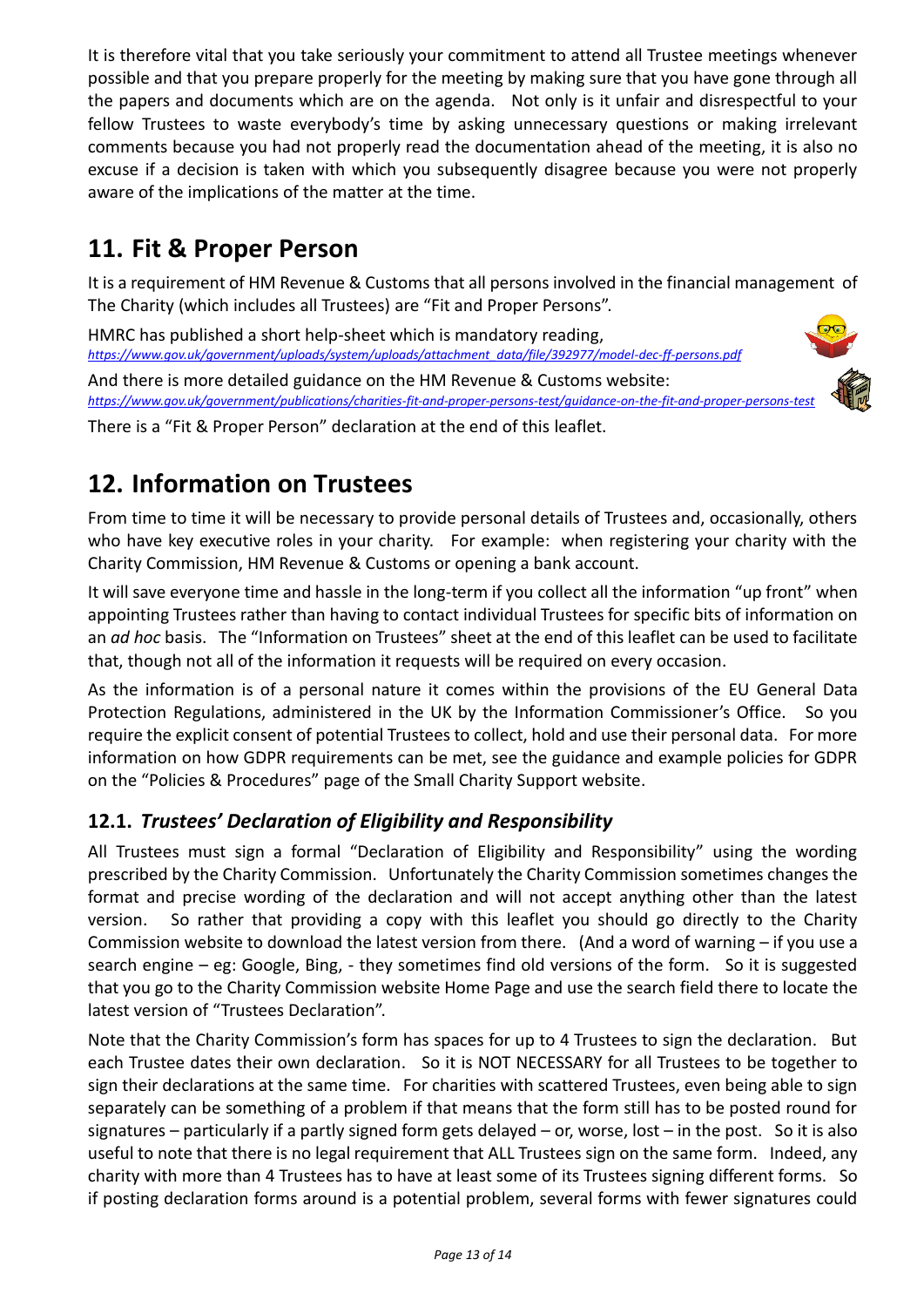It is therefore vital that you take seriously your commitment to attend all Trustee meetings whenever possible and that you prepare properly for the meeting by making sure that you have gone through all the papers and documents which are on the agenda. Not only is it unfair and disrespectful to your fellow Trustees to waste everybody's time by asking unnecessary questions or making irrelevant comments because you had not properly read the documentation ahead of the meeting, it is also no excuse if a decision is taken with which you subsequently disagree because you were not properly aware of the implications of the matter at the time.

# 11. Fit & Proper Person

It is a requirement of HM Revenue & Customs that all persons involved in the financial management of The Charity (which includes all Trustees) are "Fit and Proper Persons".

HMRC has published a short help-sheet which is mandatory reading,
*https://www.gov.uk/government/uploads/system/uploads/attachment_data/file/392977/model-dec-ff-persons.pdf*

And there is more detailed guidance on the HM Revenue & Customs website:
*https://www.gov.uk/government/publications/charities-fit-and-proper-persons-test/guidance-on-the-fit-and-proper-persons-test*

There is a "Fit & Proper Person" declaration at the end of this leaflet.

# 12. Information on Trustees

From time to time it will be necessary to provide personal details of Trustees and, occasionally, others who have key executive roles in your charity. For example: when registering your charity with the Charity Commission, HM Revenue & Customs or opening a bank account.

It will save everyone time and hassle in the long-term if you collect all the information "up front" when appointing Trustees rather than having to contact individual Trustees for specific bits of information on an *ad hoc* basis. The "Information on Trustees" sheet at the end of this leaflet can be used to facilitate that, though not all of the information it requests will be required on every occasion.

As the information is of a personal nature it comes within the provisions of the EU General Data Protection Regulations, administered in the UK by the Information Commissioner's Office. So you require the explicit consent of potential Trustees to collect, hold and use their personal data. For more information on how GDPR requirements can be met, see the guidance and example policies for GDPR on the "Policies & Procedures" page of the Small Charity Support website.

## 12.1. *Trustees' Declaration of Eligibility and Responsibility*

All Trustees must sign a formal "Declaration of Eligibility and Responsibility" using the wording prescribed by the Charity Commission. Unfortunately the Charity Commission sometimes changes the format and precise wording of the declaration and will not accept anything other than the latest version. So rather that providing a copy with this leaflet you should go directly to the Charity Commission website to download the latest version from there. (And a word of warning – if you use a search engine – eg: Google, Bing, - they sometimes find old versions of the form. So it is suggested that you go to the Charity Commission website Home Page and use the search field there to locate the latest version of "Trustees Declaration".

Note that the Charity Commission's form has spaces for up to 4 Trustees to sign the declaration. But each Trustee dates their own declaration. So it is NOT NECESSARY for all Trustees to be together to sign their declarations at the same time. For charities with scattered Trustees, even being able to sign separately can be something of a problem if that means that the form still has to be posted round for signatures – particularly if a partly signed form gets delayed – or, worse, lost – in the post. So it is also useful to note that there is no legal requirement that ALL Trustees sign on the same form. Indeed, any charity with more than 4 Trustees has to have at least some of its Trustees signing different forms. So if posting declaration forms around is a potential problem, several forms with fewer signatures could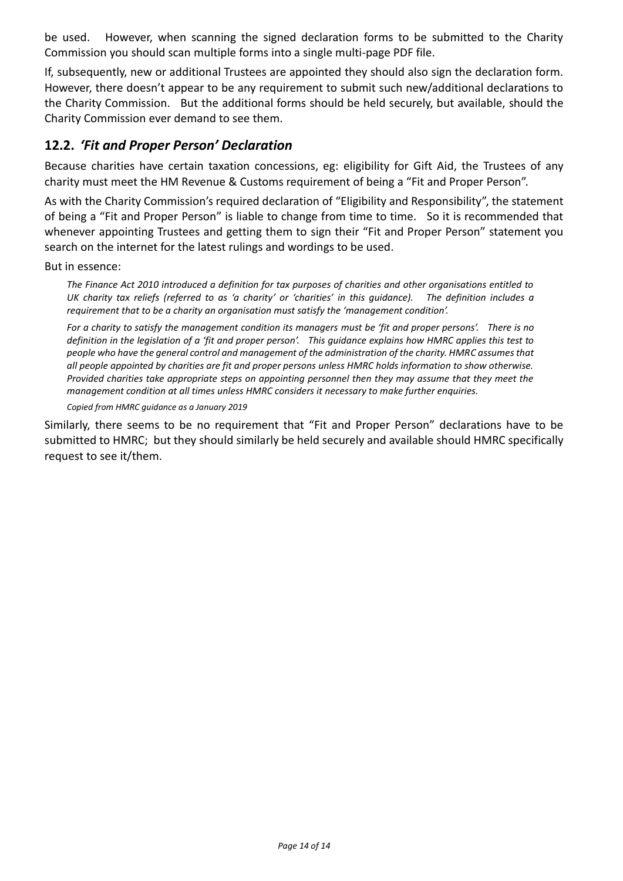be used. However, when scanning the signed declaration forms to be submitted to the Charity Commission you should scan multiple forms into a single multi-page PDF file.

If, subsequently, new or additional Trustees are appointed they should also sign the declaration form. However, there doesn't appear to be any requirement to submit such new/additional declarations to the Charity Commission. But the additional forms should be held securely, but available, should the Charity Commission ever demand to see them.

## 12.2. *'Fit and Proper Person' Declaration*

Because charities have certain taxation concessions, eg: eligibility for Gift Aid, the Trustees of any charity must meet the HM Revenue & Customs requirement of being a "Fit and Proper Person".

As with the Charity Commission's required declaration of "Eligibility and Responsibility", the statement of being a "Fit and Proper Person" is liable to change from time to time. So it is recommended that whenever appointing Trustees and getting them to sign their "Fit and Proper Person" statement you search on the internet for the latest rulings and wordings to be used.

But in essence:

> *The Finance Act 2010 introduced a definition for tax purposes of charities and other organisations entitled to UK charity tax reliefs (referred to as 'a charity' or 'charities' in this guidance). The definition includes a requirement that to be a charity an organisation must satisfy the 'management condition'.*
>
> *For a charity to satisfy the management condition its managers must be 'fit and proper persons'. There is no definition in the legislation of a 'fit and proper person'. This guidance explains how HMRC applies this test to people who have the general control and management of the administration of the charity. HMRC assumes that all people appointed by charities are fit and proper persons unless HMRC holds information to show otherwise. Provided charities take appropriate steps on appointing personnel then they may assume that they meet the management condition at all times unless HMRC considers it necessary to make further enquiries.*
>
> *Copied from HMRC guidance as a January 2019*

Similarly, there seems to be no requirement that "Fit and Proper Person" declarations have to be submitted to HMRC; but they should similarly be held securely and available should HMRC specifically request to see it/them.